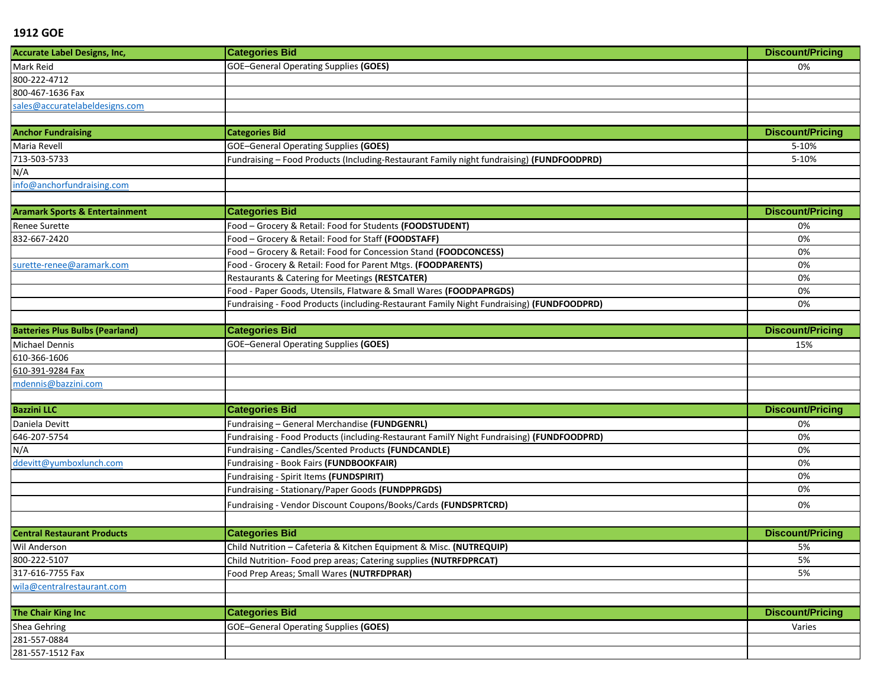## 1912 GOE

| Accurate Label Designs, Inc, | Categories Bid | Discount/Pricing |
|---|---|---|
| Mark Reid | GOE–General Operating Supplies **(GOES)** | 0% |
| 800-222-4712 | | |
| 800-467-1636 Fax | | |
| sales@accuratelabeldesigns.com | | |
| | | |
| **Anchor Fundraising** | **Categories Bid** | **Discount/Pricing** |
| Maria Revell | GOE–General Operating Supplies **(GOES)** | 5-10% |
| 713-503-5733 | Fundraising – Food Products (Including-Restaurant Family night fundraising) **(FUNDFOODPRD)** | 5-10% |
| N/A | | |
| info@anchorfundraising.com | | |
| | | |
| **Aramark Sports & Entertainment** | **Categories Bid** | **Discount/Pricing** |
| Renee Surette | Food – Grocery & Retail: Food for Students **(FOODSTUDENT)** | 0% |
| 832-667-2420 | Food – Grocery & Retail: Food for Staff **(FOODSTAFF)** | 0% |
| | Food – Grocery & Retail: Food for Concession Stand **(FOODCONCESS)** | 0% |
| surette-renee@aramark.com | Food - Grocery & Retail: Food for Parent Mtgs. **(FOODPARENTS)** | 0% |
| | Restaurants & Catering for Meetings **(RESTCATER)** | 0% |
| | Food - Paper Goods, Utensils, Flatware & Small Wares **(FOODPAPRGDS)** | 0% |
| | Fundraising - Food Products (including-Restaurant Family Night Fundraising) **(FUNDFOODPRD)** | 0% |
| | | |
| **Batteries Plus Bulbs (Pearland)** | **Categories Bid** | **Discount/Pricing** |
| Michael Dennis | GOE–General Operating Supplies **(GOES)** | 15% |
| 610-366-1606 | | |
| 610-391-9284 Fax | | |
| mdennis@bazzini.com | | |
| | | |
| **Bazzini LLC** | **Categories Bid** | **Discount/Pricing** |
| Daniela Devitt | Fundraising – General Merchandise **(FUNDGENRL)** | 0% |
| 646-207-5754 | Fundraising - Food Products (including-Restaurant FamilY Night Fundraising) **(FUNDFOODPRD)** | 0% |
| N/A | Fundraising - Candles/Scented Products **(FUNDCANDLE)** | 0% |
| ddevitt@yumboxlunch.com | Fundraising - Book Fairs **(FUNDBOOKFAIR)** | 0% |
| | Fundraising - Spirit Items **(FUNDSPIRIT)** | 0% |
| | Fundraising - Stationary/Paper Goods **(FUNDPPRGDS)** | 0% |
| | Fundraising - Vendor Discount Coupons/Books/Cards **(FUNDSPRTCRD)** | 0% |
| | | |
| **Central Restaurant Products** | **Categories Bid** | **Discount/Pricing** |
| Wil Anderson | Child Nutrition – Cafeteria & Kitchen Equipment & Misc. **(NUTREQUIP)** | 5% |
| 800-222-5107 | Child Nutrition- Food prep areas; Catering supplies **(NUTRFDPRCAT)** | 5% |
| 317-616-7755 Fax | Food Prep Areas; Small Wares **(NUTRFDPRAR)** | 5% |
| wila@centralrestaurant.com | | |
| | | |
| **The Chair King Inc** | **Categories Bid** | **Discount/Pricing** |
| Shea Gehring | GOE–General Operating Supplies **(GOES)** | Varies |
| 281-557-0884 | | |
| 281-557-1512 Fax | | |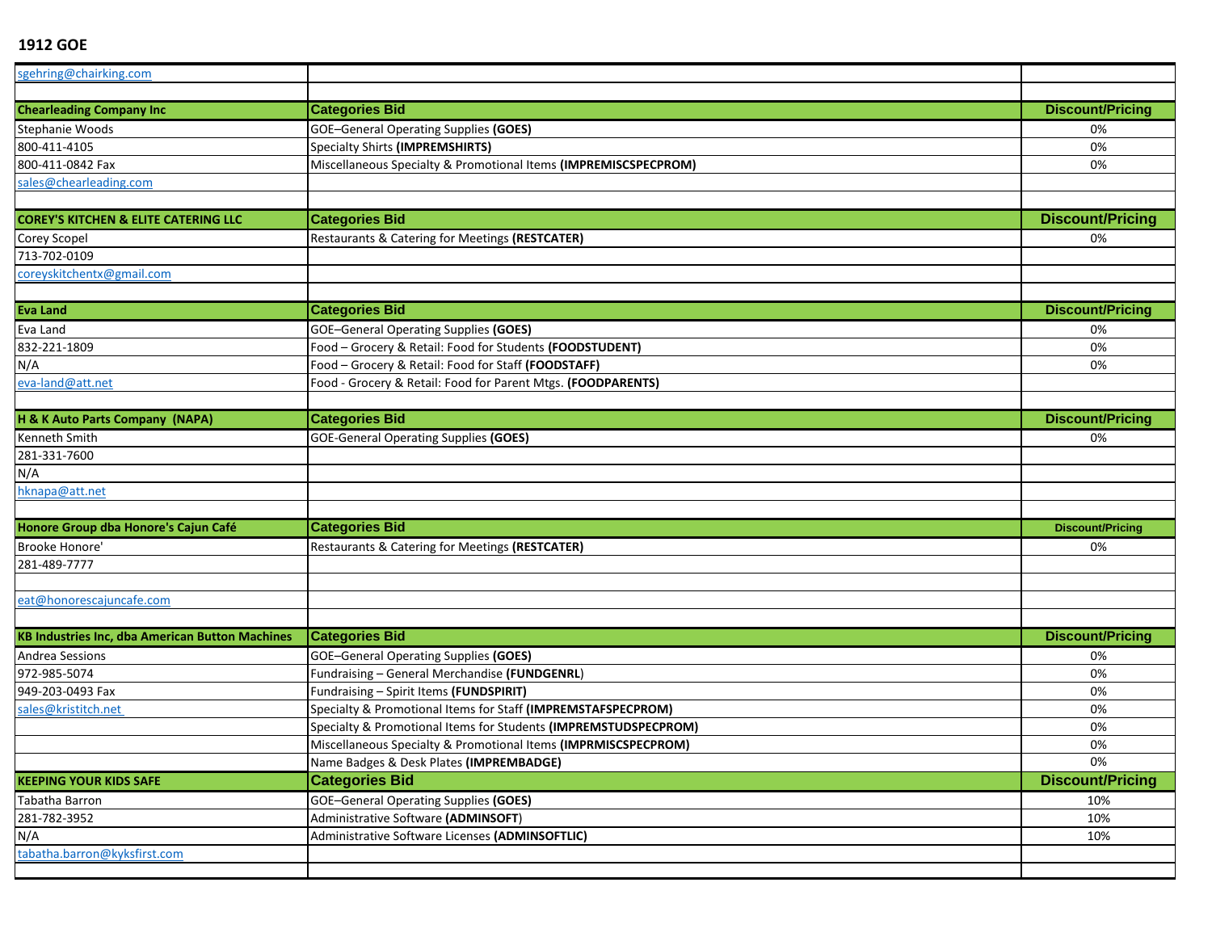## 1912 GOE

| sgehring@chairking.com | | |
|---|---|---|
| | | |
| **Chearleading Company Inc** | **Categories Bid** | **Discount/Pricing** |
| Stephanie Woods | GOE–General Operating Supplies **(GOES)** | 0% |
| 800-411-4105 | Specialty Shirts **(IMPREMSHIRTS)** | 0% |
| 800-411-0842 Fax | Miscellaneous Specialty & Promotional Items **(IMPREMISCSPECPROM)** | 0% |
| sales@chearleading.com | | |
| | | |
| **COREY'S KITCHEN & ELITE CATERING LLC** | **Categories Bid** | **Discount/Pricing** |
| Corey Scopel | Restaurants & Catering for Meetings **(RESTCATER)** | 0% |
| 713-702-0109 | | |
| coreyskitchentx@gmail.com | | |
| | | |
| **Eva Land** | **Categories Bid** | **Discount/Pricing** |
| Eva Land | GOE–General Operating Supplies **(GOES)** | 0% |
| 832-221-1809 | Food – Grocery & Retail: Food for Students **(FOODSTUDENT)** | 0% |
| N/A | Food – Grocery & Retail: Food for Staff **(FOODSTAFF)** | 0% |
| eva-land@att.net | Food - Grocery & Retail: Food for Parent Mtgs. **(FOODPARENTS)** | |
| | | |
| **H & K Auto Parts Company (NAPA)** | **Categories Bid** | **Discount/Pricing** |
| Kenneth Smith | GOE-General Operating Supplies **(GOES)** | 0% |
| 281-331-7600 | | |
| N/A | | |
| hknapa@att.net | | |
| | | |
| **Honore Group dba Honore's Cajun Café** | **Categories Bid** | **Discount/Pricing** |
| Brooke Honore' | Restaurants & Catering for Meetings **(RESTCATER)** | 0% |
| 281-489-7777 | | |
| | | |
| eat@honorescajuncafe.com | | |
| | | |
| **KB Industries Inc, dba American Button Machines** | **Categories Bid** | **Discount/Pricing** |
| Andrea Sessions | GOE–General Operating Supplies **(GOES)** | 0% |
| 972-985-5074 | Fundraising – General Merchandise **(FUNDGENRL)** | 0% |
| 949-203-0493 Fax | Fundraising – Spirit Items **(FUNDSPIRIT)** | 0% |
| sales@kristitch.net | Specialty & Promotional Items for Staff **(IMPREMSTAFSPECPROM)** | 0% |
| | Specialty & Promotional Items for Students **(IMPREMSTUDSPECPROM)** | 0% |
| | Miscellaneous Specialty & Promotional Items **(IMPRMISCSPECPROM)** | 0% |
| | Name Badges & Desk Plates **(IMPREMBADGE)** | 0% |
| **KEEPING YOUR KIDS SAFE** | **Categories Bid** | **Discount/Pricing** |
| Tabatha Barron | GOE–General Operating Supplies **(GOES)** | 10% |
| 281-782-3952 | Administrative Software **(ADMINSOFT)** | 10% |
| N/A | Administrative Software Licenses **(ADMINSOFTLIC)** | 10% |
| tabatha.barron@kyksfirst.com | | |
| | | |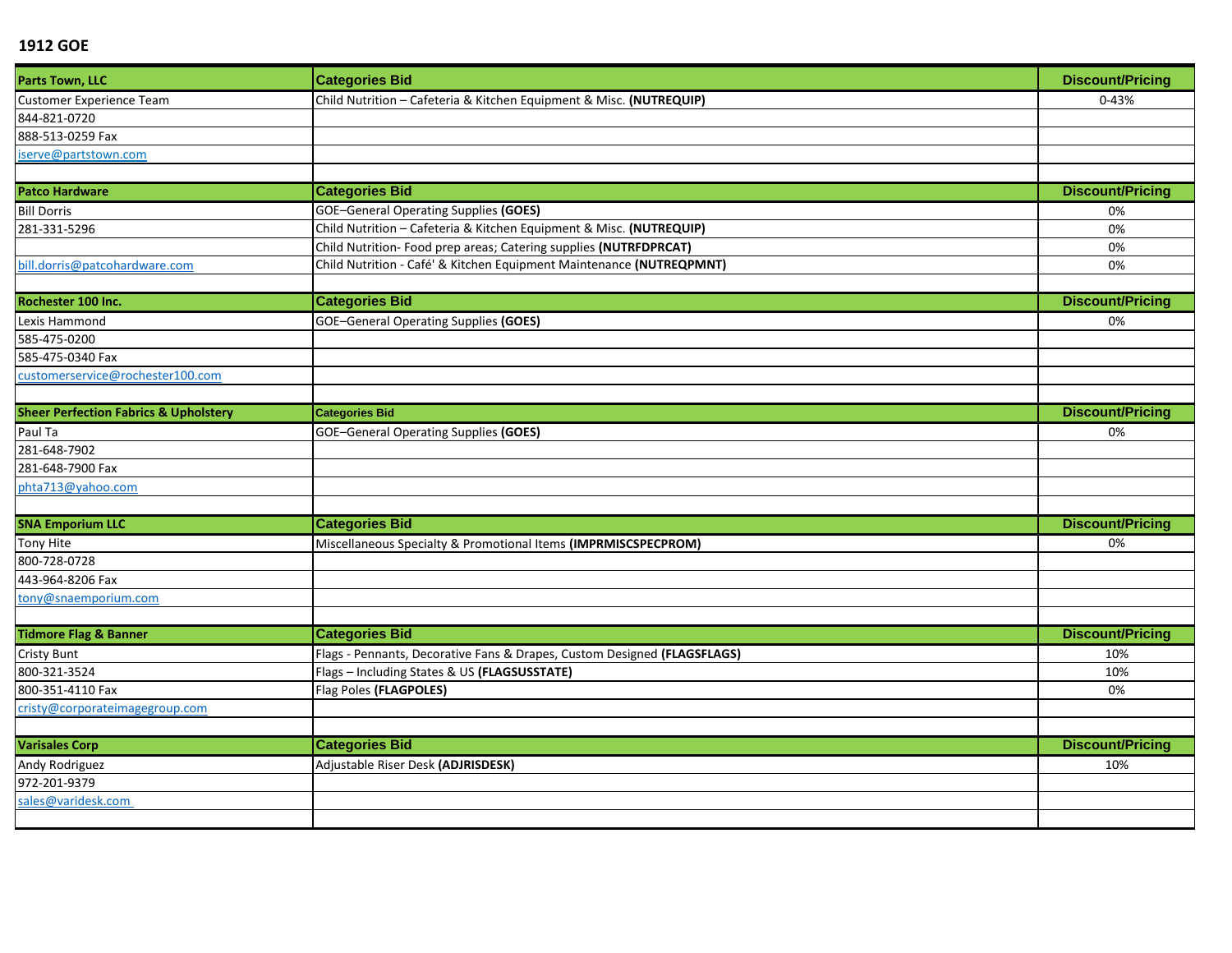**1912 GOE**

| Parts Town, LLC | Categories Bid | Discount/Pricing |
|---|---|---|
| Customer Experience Team | Child Nutrition – Cafeteria & Kitchen Equipment & Misc. **(NUTREQUIP)** | 0-43% |
| 844-821-0720 | | |
| 888-513-0259 Fax | | |
| iserve@partstown.com | | |
| | | |
| **Patco Hardware** | **Categories Bid** | **Discount/Pricing** |
| Bill Dorris | GOE–General Operating Supplies **(GOES)** | 0% |
| 281-331-5296 | Child Nutrition – Cafeteria & Kitchen Equipment & Misc. **(NUTREQUIP)** | 0% |
| | Child Nutrition- Food prep areas; Catering supplies **(NUTRFDPRCAT)** | 0% |
| bill.dorris@patcohardware.com | Child Nutrition - Café' & Kitchen Equipment Maintenance **(NUTREQPMNT)** | 0% |
| | | |
| **Rochester 100 Inc.** | **Categories Bid** | **Discount/Pricing** |
| Lexis Hammond | GOE–General Operating Supplies **(GOES)** | 0% |
| 585-475-0200 | | |
| 585-475-0340 Fax | | |
| customerservice@rochester100.com | | |
| | | |
| **Sheer Perfection Fabrics & Upholstery** | **Categories Bid** | **Discount/Pricing** |
| Paul Ta | GOE–General Operating Supplies **(GOES)** | 0% |
| 281-648-7902 | | |
| 281-648-7900 Fax | | |
| phta713@yahoo.com | | |
| | | |
| **SNA Emporium LLC** | **Categories Bid** | **Discount/Pricing** |
| Tony Hite | Miscellaneous Specialty & Promotional Items **(IMPRMISCSPECPROM)** | 0% |
| 800-728-0728 | | |
| 443-964-8206 Fax | | |
| tony@snaemporium.com | | |
| | | |
| **Tidmore Flag & Banner** | **Categories Bid** | **Discount/Pricing** |
| Cristy Bunt | Flags - Pennants, Decorative Fans & Drapes, Custom Designed **(FLAGSFLAGS)** | 10% |
| 800-321-3524 | Flags – Including States & US **(FLAGSUSSTATE)** | 10% |
| 800-351-4110 Fax | Flag Poles **(FLAGPOLES)** | 0% |
| cristy@corporateimagegroup.com | | |
| | | |
| **Varisales Corp** | **Categories Bid** | **Discount/Pricing** |
| Andy Rodriguez | Adjustable Riser Desk **(ADJRISDESK)** | 10% |
| 972-201-9379 | | |
| sales@varidesk.com | | |
| | | |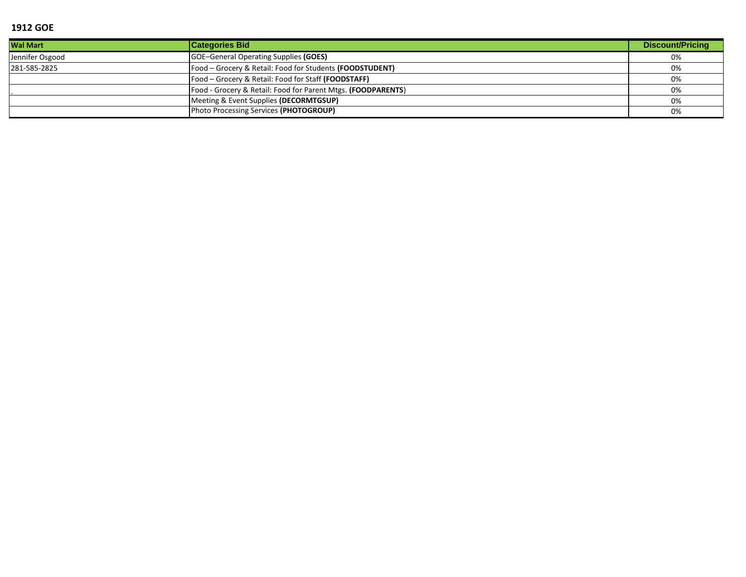**1912 GOE**

| Wal Mart | Categories Bid | Discount/Pricing |
|---|---|---|
| Jennifer Osgood | GOE–General Operating Supplies **(GOES)** | 0% |
| 281-585-2825 | Food – Grocery & Retail: Food for Students **(FOODSTUDENT)** | 0% |
| | Food – Grocery & Retail: Food for Staff **(FOODSTAFF)** | 0% |
| | Food - Grocery & Retail: Food for Parent Mtgs. **(FOODPARENTS)** | 0% |
| | Meeting & Event Supplies **(DECORMTGSUP)** | 0% |
| | Photo Processing Services **(PHOTOGROUP)** | 0% |